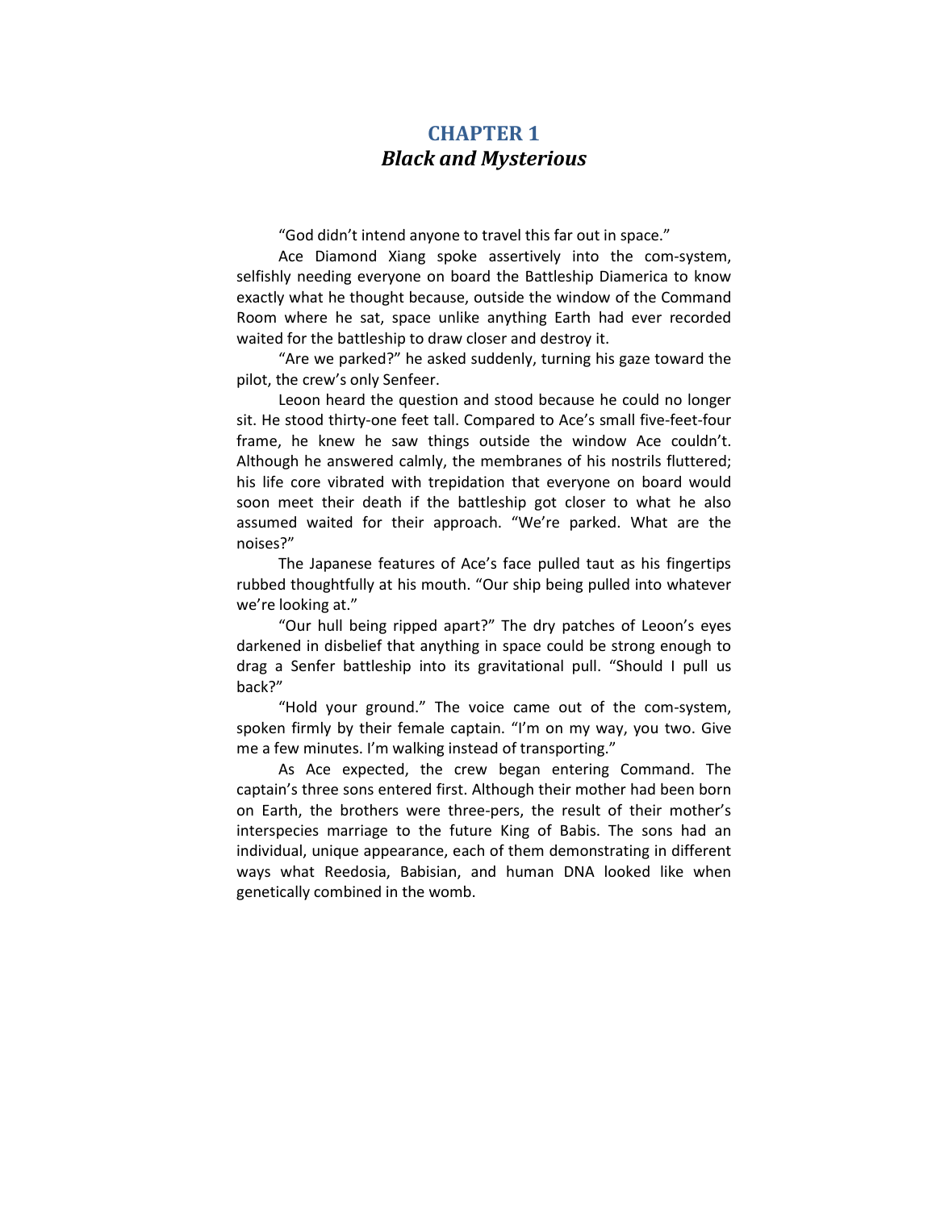# CHAPTER 1
## *Black and Mysterious*

"God didn't intend anyone to travel this far out in space."

Ace Diamond Xiang spoke assertively into the com-system, selfishly needing everyone on board the Battleship Diamerica to know exactly what he thought because, outside the window of the Command Room where he sat, space unlike anything Earth had ever recorded waited for the battleship to draw closer and destroy it.

"Are we parked?" he asked suddenly, turning his gaze toward the pilot, the crew's only Senfeer.

Leoon heard the question and stood because he could no longer sit. He stood thirty-one feet tall. Compared to Ace's small five-feet-four frame, he knew he saw things outside the window Ace couldn't. Although he answered calmly, the membranes of his nostrils fluttered; his life core vibrated with trepidation that everyone on board would soon meet their death if the battleship got closer to what he also assumed waited for their approach. "We're parked. What are the noises?"

The Japanese features of Ace's face pulled taut as his fingertips rubbed thoughtfully at his mouth. "Our ship being pulled into whatever we're looking at."

"Our hull being ripped apart?" The dry patches of Leoon's eyes darkened in disbelief that anything in space could be strong enough to drag a Senfer battleship into its gravitational pull. "Should I pull us back?"

"Hold your ground." The voice came out of the com-system, spoken firmly by their female captain. "I'm on my way, you two. Give me a few minutes. I'm walking instead of transporting."

As Ace expected, the crew began entering Command. The captain's three sons entered first. Although their mother had been born on Earth, the brothers were three-pers, the result of their mother's interspecies marriage to the future King of Babis. The sons had an individual, unique appearance, each of them demonstrating in different ways what Reedosia, Babisian, and human DNA looked like when genetically combined in the womb.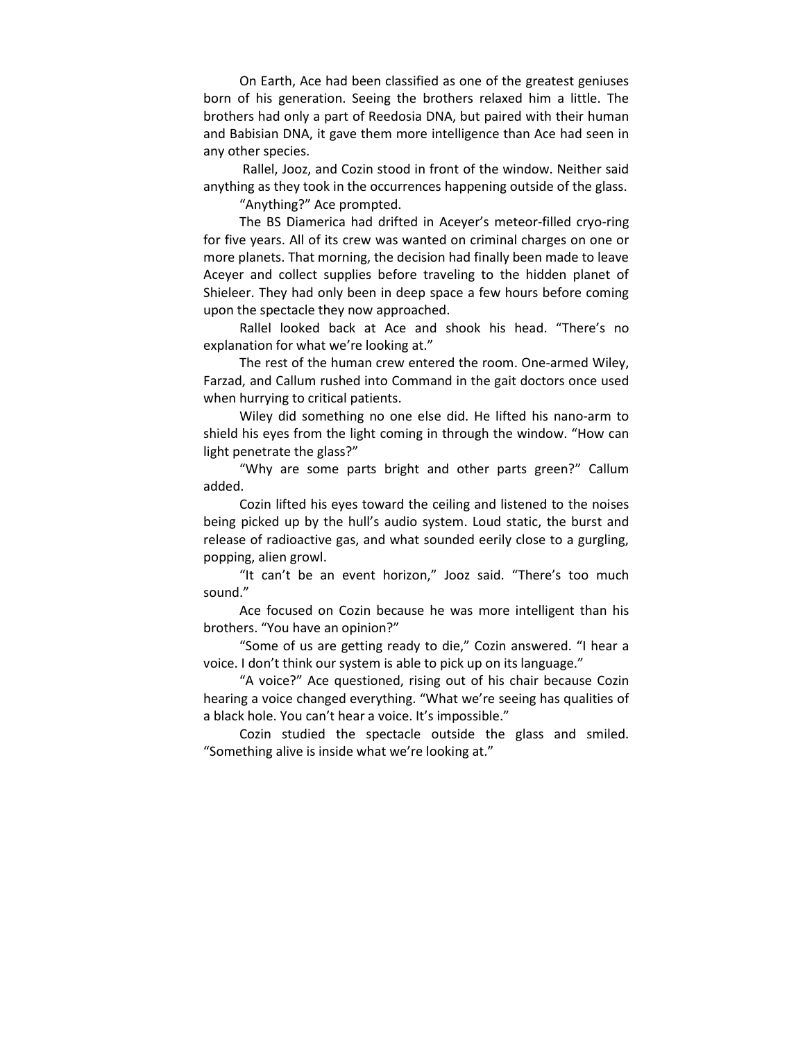On Earth, Ace had been classified as one of the greatest geniuses born of his generation. Seeing the brothers relaxed him a little. The brothers had only a part of Reedosia DNA, but paired with their human and Babisian DNA, it gave them more intelligence than Ace had seen in any other species.

Rallel, Jooz, and Cozin stood in front of the window. Neither said anything as they took in the occurrences happening outside of the glass.

"Anything?" Ace prompted.

The BS Diamerica had drifted in Aceyer's meteor-filled cryo-ring for five years. All of its crew was wanted on criminal charges on one or more planets. That morning, the decision had finally been made to leave Aceyer and collect supplies before traveling to the hidden planet of Shieleer. They had only been in deep space a few hours before coming upon the spectacle they now approached.

Rallel looked back at Ace and shook his head. "There's no explanation for what we're looking at."

The rest of the human crew entered the room. One-armed Wiley, Farzad, and Callum rushed into Command in the gait doctors once used when hurrying to critical patients.

Wiley did something no one else did. He lifted his nano-arm to shield his eyes from the light coming in through the window. "How can light penetrate the glass?"

"Why are some parts bright and other parts green?" Callum added.

Cozin lifted his eyes toward the ceiling and listened to the noises being picked up by the hull's audio system. Loud static, the burst and release of radioactive gas, and what sounded eerily close to a gurgling, popping, alien growl.

"It can't be an event horizon," Jooz said. "There's too much sound."

Ace focused on Cozin because he was more intelligent than his brothers. "You have an opinion?"

"Some of us are getting ready to die," Cozin answered. "I hear a voice. I don't think our system is able to pick up on its language."

"A voice?" Ace questioned, rising out of his chair because Cozin hearing a voice changed everything. "What we're seeing has qualities of a black hole. You can't hear a voice. It's impossible."

Cozin studied the spectacle outside the glass and smiled. "Something alive is inside what we're looking at."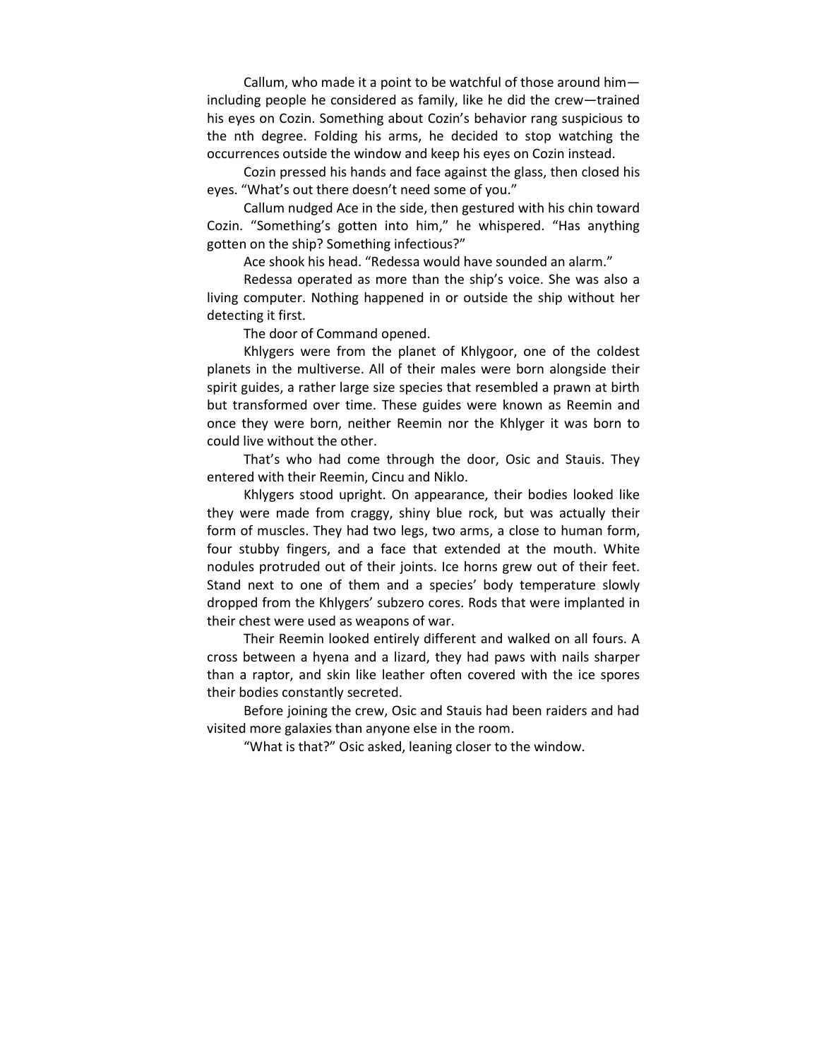Callum, who made it a point to be watchful of those around him—including people he considered as family, like he did the crew—trained his eyes on Cozin. Something about Cozin's behavior rang suspicious to the nth degree. Folding his arms, he decided to stop watching the occurrences outside the window and keep his eyes on Cozin instead.

Cozin pressed his hands and face against the glass, then closed his eyes. "What's out there doesn't need some of you."

Callum nudged Ace in the side, then gestured with his chin toward Cozin. "Something's gotten into him," he whispered. "Has anything gotten on the ship? Something infectious?"

Ace shook his head. "Redessa would have sounded an alarm."

Redessa operated as more than the ship's voice. She was also a living computer. Nothing happened in or outside the ship without her detecting it first.

The door of Command opened.

Khlygers were from the planet of Khlygoor, one of the coldest planets in the multiverse. All of their males were born alongside their spirit guides, a rather large size species that resembled a prawn at birth but transformed over time. These guides were known as Reemin and once they were born, neither Reemin nor the Khlyger it was born to could live without the other.

That's who had come through the door, Osic and Stauis. They entered with their Reemin, Cincu and Niklo.

Khlygers stood upright. On appearance, their bodies looked like they were made from craggy, shiny blue rock, but was actually their form of muscles. They had two legs, two arms, a close to human form, four stubby fingers, and a face that extended at the mouth. White nodules protruded out of their joints. Ice horns grew out of their feet. Stand next to one of them and a species' body temperature slowly dropped from the Khlygers' subzero cores. Rods that were implanted in their chest were used as weapons of war.

Their Reemin looked entirely different and walked on all fours. A cross between a hyena and a lizard, they had paws with nails sharper than a raptor, and skin like leather often covered with the ice spores their bodies constantly secreted.

Before joining the crew, Osic and Stauis had been raiders and had visited more galaxies than anyone else in the room.

"What is that?" Osic asked, leaning closer to the window.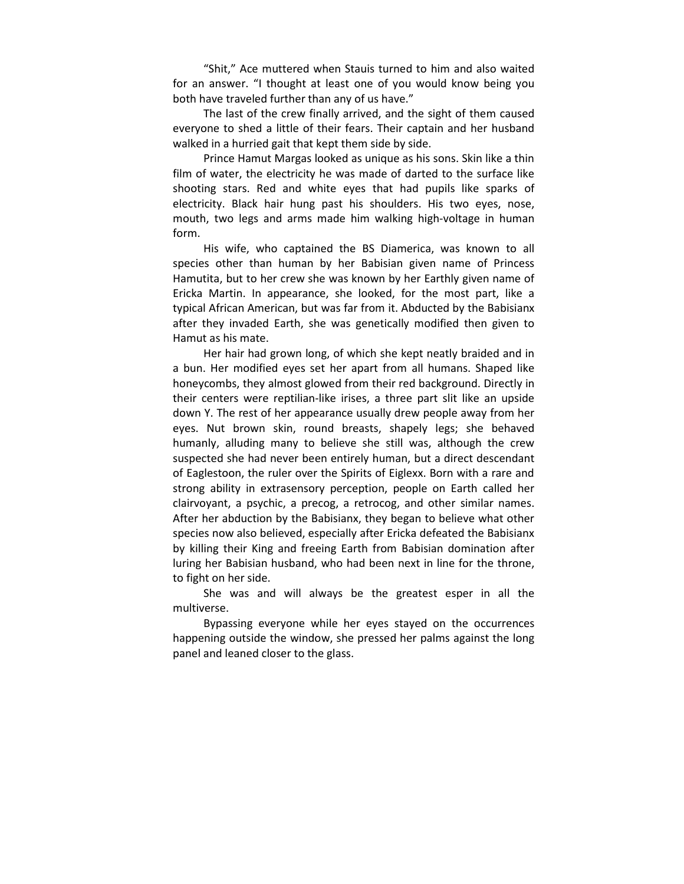"Shit," Ace muttered when Stauis turned to him and also waited for an answer. "I thought at least one of you would know being you both have traveled further than any of us have."

The last of the crew finally arrived, and the sight of them caused everyone to shed a little of their fears. Their captain and her husband walked in a hurried gait that kept them side by side.

Prince Hamut Margas looked as unique as his sons. Skin like a thin film of water, the electricity he was made of darted to the surface like shooting stars. Red and white eyes that had pupils like sparks of electricity. Black hair hung past his shoulders. His two eyes, nose, mouth, two legs and arms made him walking high-voltage in human form.

His wife, who captained the BS Diamerica, was known to all species other than human by her Babisian given name of Princess Hamutita, but to her crew she was known by her Earthly given name of Ericka Martin. In appearance, she looked, for the most part, like a typical African American, but was far from it. Abducted by the Babisianx after they invaded Earth, she was genetically modified then given to Hamut as his mate.

Her hair had grown long, of which she kept neatly braided and in a bun. Her modified eyes set her apart from all humans. Shaped like honeycombs, they almost glowed from their red background. Directly in their centers were reptilian-like irises, a three part slit like an upside down Y. The rest of her appearance usually drew people away from her eyes. Nut brown skin, round breasts, shapely legs; she behaved humanly, alluding many to believe she still was, although the crew suspected she had never been entirely human, but a direct descendant of Eaglestoon, the ruler over the Spirits of Eiglexx. Born with a rare and strong ability in extrasensory perception, people on Earth called her clairvoyant, a psychic, a precog, a retrocog, and other similar names. After her abduction by the Babisianx, they began to believe what other species now also believed, especially after Ericka defeated the Babisianx by killing their King and freeing Earth from Babisian domination after luring her Babisian husband, who had been next in line for the throne, to fight on her side.

She was and will always be the greatest esper in all the multiverse.

Bypassing everyone while her eyes stayed on the occurrences happening outside the window, she pressed her palms against the long panel and leaned closer to the glass.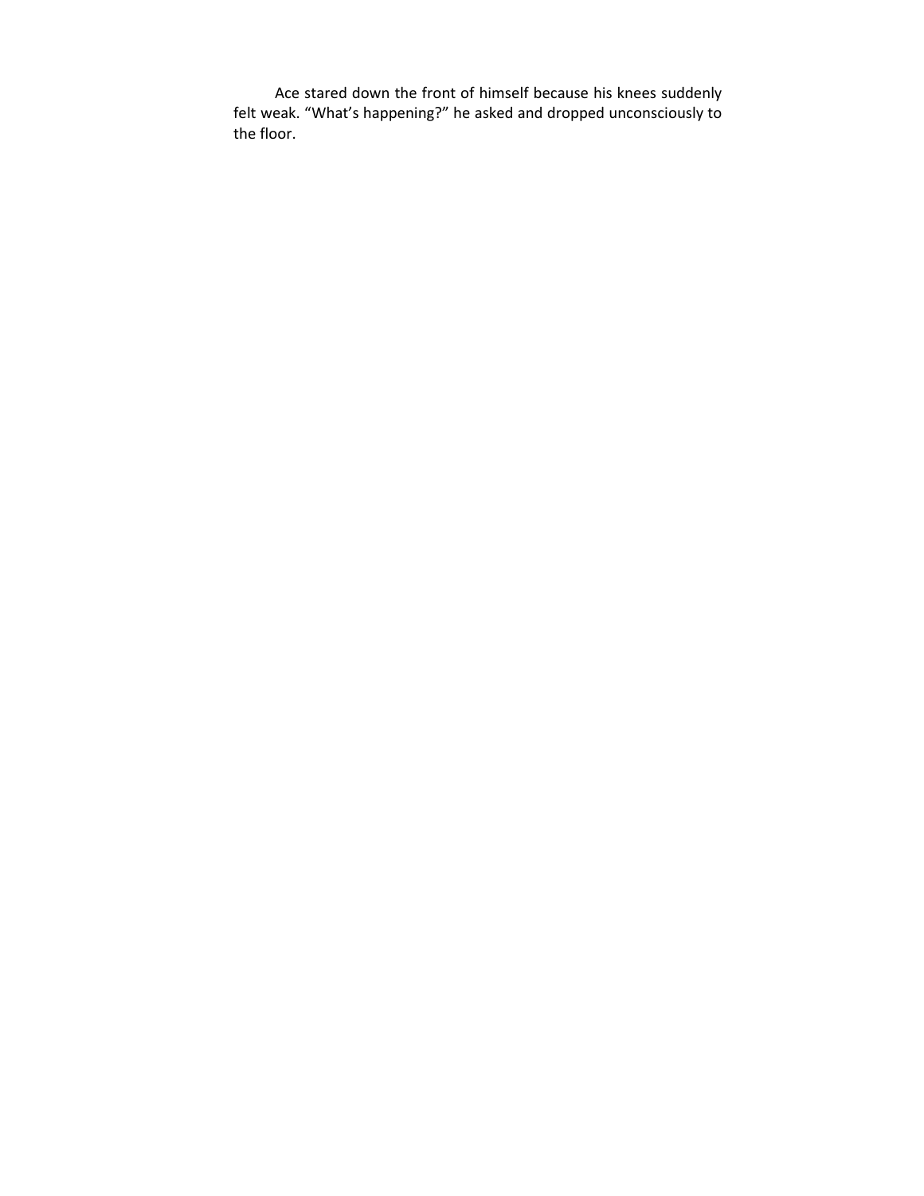Ace stared down the front of himself because his knees suddenly felt weak. “What’s happening?” he asked and dropped unconsciously to the floor.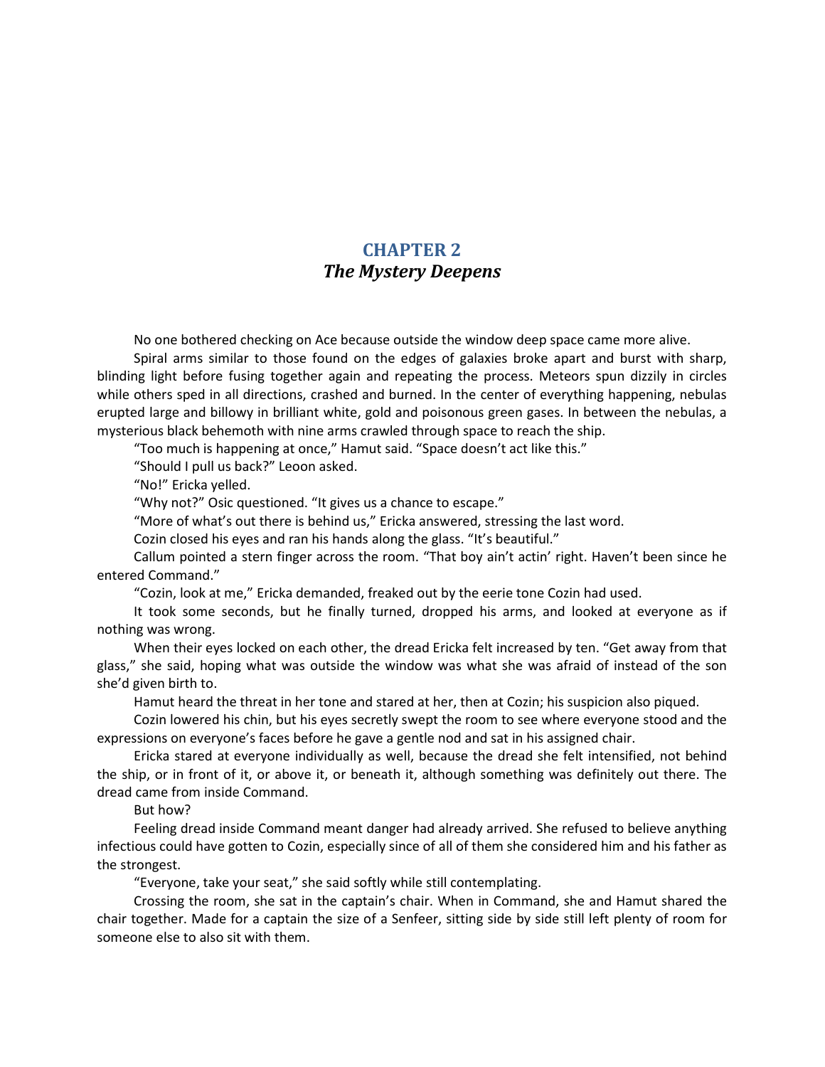# CHAPTER 2
## *The Mystery Deepens*

No one bothered checking on Ace because outside the window deep space came more alive.

Spiral arms similar to those found on the edges of galaxies broke apart and burst with sharp, blinding light before fusing together again and repeating the process. Meteors spun dizzily in circles while others sped in all directions, crashed and burned. In the center of everything happening, nebulas erupted large and billowy in brilliant white, gold and poisonous green gases. In between the nebulas, a mysterious black behemoth with nine arms crawled through space to reach the ship.

"Too much is happening at once," Hamut said. "Space doesn't act like this."

"Should I pull us back?" Leoon asked.

"No!" Ericka yelled.

"Why not?" Osic questioned. "It gives us a chance to escape."

"More of what's out there is behind us," Ericka answered, stressing the last word.

Cozin closed his eyes and ran his hands along the glass. "It's beautiful."

Callum pointed a stern finger across the room. "That boy ain't actin' right. Haven't been since he entered Command."

"Cozin, look at me," Ericka demanded, freaked out by the eerie tone Cozin had used.

It took some seconds, but he finally turned, dropped his arms, and looked at everyone as if nothing was wrong.

When their eyes locked on each other, the dread Ericka felt increased by ten. "Get away from that glass," she said, hoping what was outside the window was what she was afraid of instead of the son she'd given birth to.

Hamut heard the threat in her tone and stared at her, then at Cozin; his suspicion also piqued.

Cozin lowered his chin, but his eyes secretly swept the room to see where everyone stood and the expressions on everyone's faces before he gave a gentle nod and sat in his assigned chair.

Ericka stared at everyone individually as well, because the dread she felt intensified, not behind the ship, or in front of it, or above it, or beneath it, although something was definitely out there. The dread came from inside Command.

But how?

Feeling dread inside Command meant danger had already arrived. She refused to believe anything infectious could have gotten to Cozin, especially since of all of them she considered him and his father as the strongest.

"Everyone, take your seat," she said softly while still contemplating.

Crossing the room, she sat in the captain's chair. When in Command, she and Hamut shared the chair together. Made for a captain the size of a Senfeer, sitting side by side still left plenty of room for someone else to also sit with them.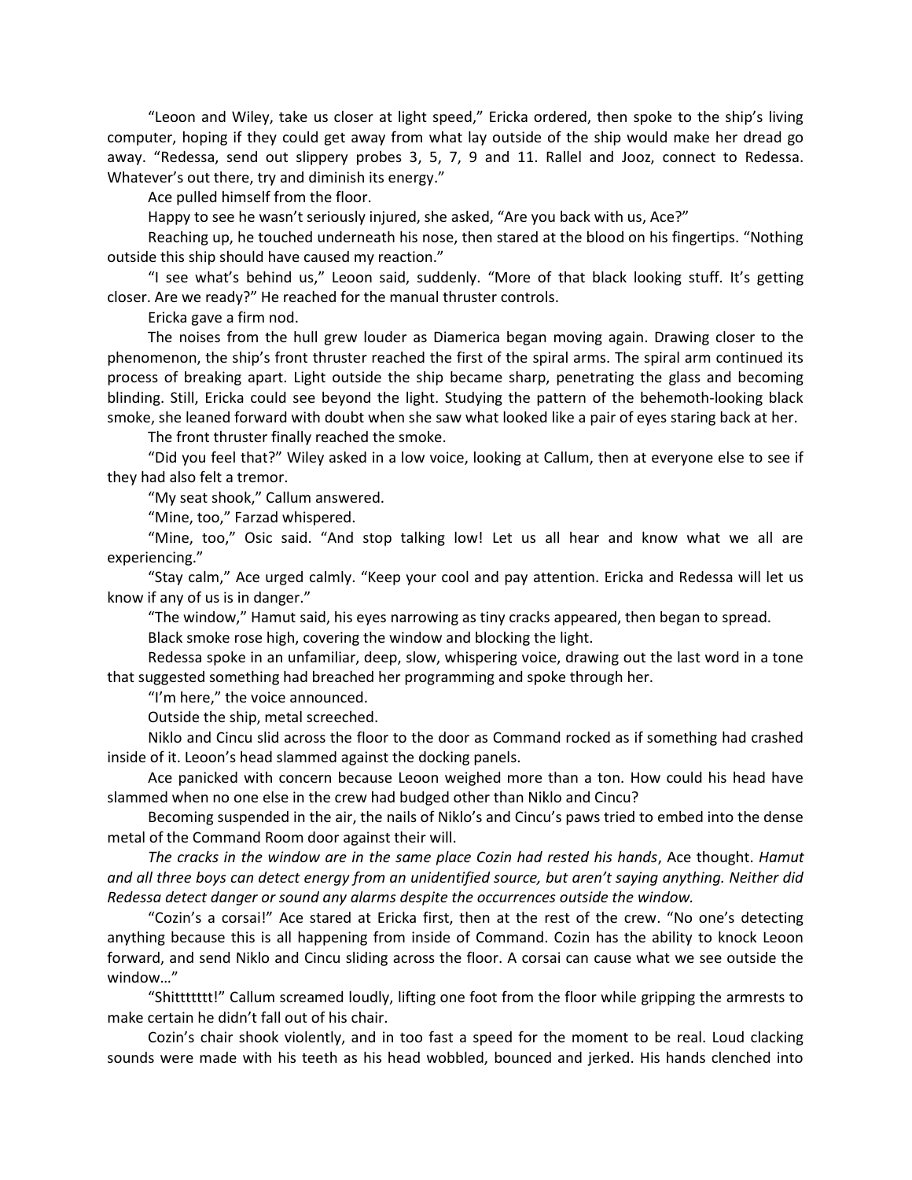"Leoon and Wiley, take us closer at light speed," Ericka ordered, then spoke to the ship's living computer, hoping if they could get away from what lay outside of the ship would make her dread go away. "Redessa, send out slippery probes 3, 5, 7, 9 and 11. Rallel and Jooz, connect to Redessa. Whatever's out there, try and diminish its energy."

Ace pulled himself from the floor.

Happy to see he wasn't seriously injured, she asked, "Are you back with us, Ace?"

Reaching up, he touched underneath his nose, then stared at the blood on his fingertips. "Nothing outside this ship should have caused my reaction."

"I see what's behind us," Leoon said, suddenly. "More of that black looking stuff. It's getting closer. Are we ready?" He reached for the manual thruster controls.

Ericka gave a firm nod.

The noises from the hull grew louder as Diamerica began moving again. Drawing closer to the phenomenon, the ship's front thruster reached the first of the spiral arms. The spiral arm continued its process of breaking apart. Light outside the ship became sharp, penetrating the glass and becoming blinding. Still, Ericka could see beyond the light. Studying the pattern of the behemoth-looking black smoke, she leaned forward with doubt when she saw what looked like a pair of eyes staring back at her.

The front thruster finally reached the smoke.

"Did you feel that?" Wiley asked in a low voice, looking at Callum, then at everyone else to see if they had also felt a tremor.

"My seat shook," Callum answered.

"Mine, too," Farzad whispered.

"Mine, too," Osic said. "And stop talking low! Let us all hear and know what we all are experiencing."

"Stay calm," Ace urged calmly. "Keep your cool and pay attention. Ericka and Redessa will let us know if any of us is in danger."

"The window," Hamut said, his eyes narrowing as tiny cracks appeared, then began to spread.

Black smoke rose high, covering the window and blocking the light.

Redessa spoke in an unfamiliar, deep, slow, whispering voice, drawing out the last word in a tone that suggested something had breached her programming and spoke through her.

"I'm here," the voice announced.

Outside the ship, metal screeched.

Niklo and Cincu slid across the floor to the door as Command rocked as if something had crashed inside of it. Leoon's head slammed against the docking panels.

Ace panicked with concern because Leoon weighed more than a ton. How could his head have slammed when no one else in the crew had budged other than Niklo and Cincu?

Becoming suspended in the air, the nails of Niklo's and Cincu's paws tried to embed into the dense metal of the Command Room door against their will.

*The cracks in the window are in the same place Cozin had rested his hands*, Ace thought. *Hamut and all three boys can detect energy from an unidentified source, but aren't saying anything. Neither did Redessa detect danger or sound any alarms despite the occurrences outside the window.*

"Cozin's a corsai!" Ace stared at Ericka first, then at the rest of the crew. "No one's detecting anything because this is all happening from inside of Command. Cozin has the ability to knock Leoon forward, and send Niklo and Cincu sliding across the floor. A corsai can cause what we see outside the window…"

"Shittttttt!" Callum screamed loudly, lifting one foot from the floor while gripping the armrests to make certain he didn't fall out of his chair.

Cozin's chair shook violently, and in too fast a speed for the moment to be real. Loud clacking sounds were made with his teeth as his head wobbled, bounced and jerked. His hands clenched into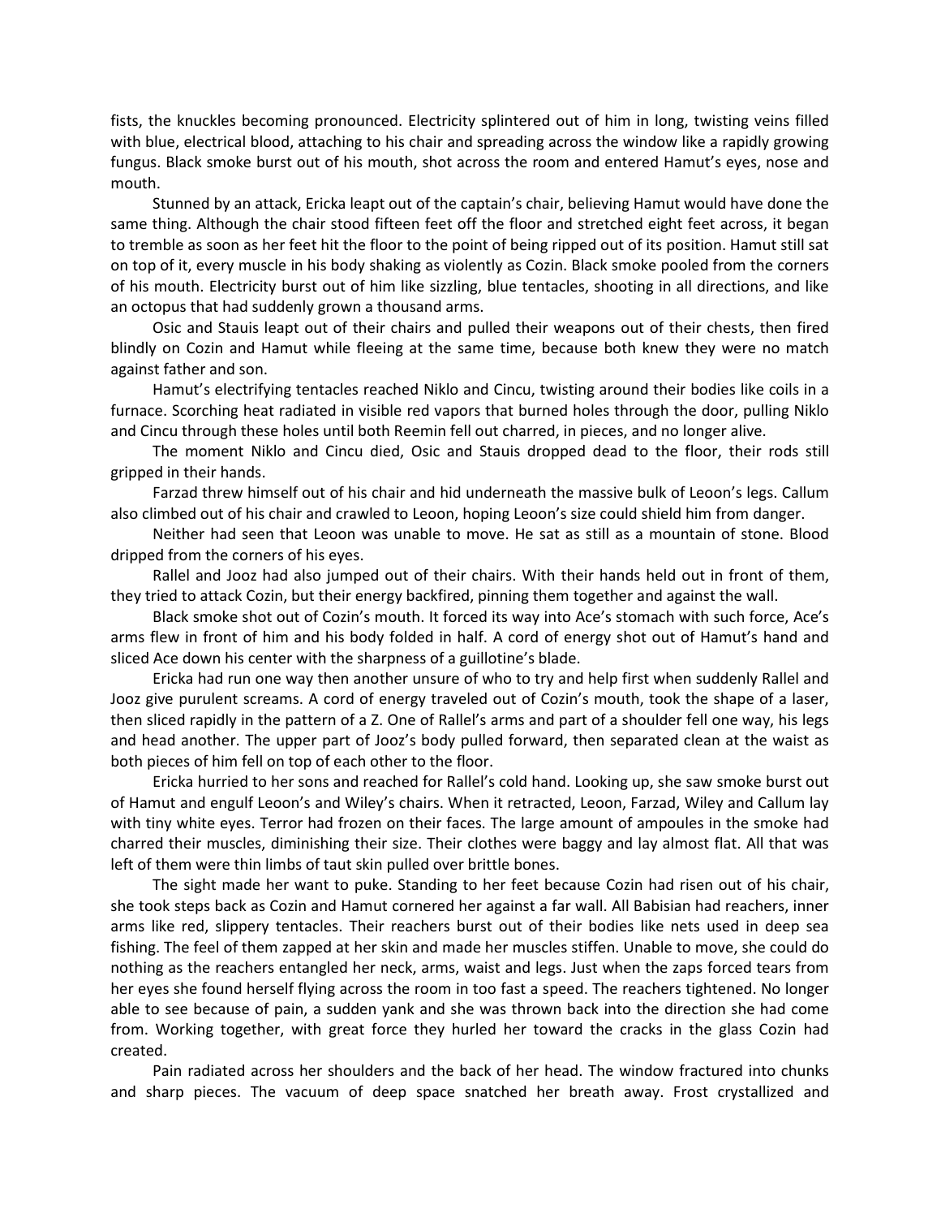fists, the knuckles becoming pronounced. Electricity splintered out of him in long, twisting veins filled with blue, electrical blood, attaching to his chair and spreading across the window like a rapidly growing fungus. Black smoke burst out of his mouth, shot across the room and entered Hamut's eyes, nose and mouth.

Stunned by an attack, Ericka leapt out of the captain's chair, believing Hamut would have done the same thing. Although the chair stood fifteen feet off the floor and stretched eight feet across, it began to tremble as soon as her feet hit the floor to the point of being ripped out of its position. Hamut still sat on top of it, every muscle in his body shaking as violently as Cozin. Black smoke pooled from the corners of his mouth. Electricity burst out of him like sizzling, blue tentacles, shooting in all directions, and like an octopus that had suddenly grown a thousand arms.

Osic and Stauis leapt out of their chairs and pulled their weapons out of their chests, then fired blindly on Cozin and Hamut while fleeing at the same time, because both knew they were no match against father and son.

Hamut's electrifying tentacles reached Niklo and Cincu, twisting around their bodies like coils in a furnace. Scorching heat radiated in visible red vapors that burned holes through the door, pulling Niklo and Cincu through these holes until both Reemin fell out charred, in pieces, and no longer alive.

The moment Niklo and Cincu died, Osic and Stauis dropped dead to the floor, their rods still gripped in their hands.

Farzad threw himself out of his chair and hid underneath the massive bulk of Leoon's legs. Callum also climbed out of his chair and crawled to Leoon, hoping Leoon's size could shield him from danger.

Neither had seen that Leoon was unable to move. He sat as still as a mountain of stone. Blood dripped from the corners of his eyes.

Rallel and Jooz had also jumped out of their chairs. With their hands held out in front of them, they tried to attack Cozin, but their energy backfired, pinning them together and against the wall.

Black smoke shot out of Cozin's mouth. It forced its way into Ace's stomach with such force, Ace's arms flew in front of him and his body folded in half. A cord of energy shot out of Hamut's hand and sliced Ace down his center with the sharpness of a guillotine's blade.

Ericka had run one way then another unsure of who to try and help first when suddenly Rallel and Jooz give purulent screams. A cord of energy traveled out of Cozin's mouth, took the shape of a laser, then sliced rapidly in the pattern of a Z. One of Rallel's arms and part of a shoulder fell one way, his legs and head another. The upper part of Jooz's body pulled forward, then separated clean at the waist as both pieces of him fell on top of each other to the floor.

Ericka hurried to her sons and reached for Rallel's cold hand. Looking up, she saw smoke burst out of Hamut and engulf Leoon's and Wiley's chairs. When it retracted, Leoon, Farzad, Wiley and Callum lay with tiny white eyes. Terror had frozen on their faces. The large amount of ampoules in the smoke had charred their muscles, diminishing their size. Their clothes were baggy and lay almost flat. All that was left of them were thin limbs of taut skin pulled over brittle bones.

The sight made her want to puke. Standing to her feet because Cozin had risen out of his chair, she took steps back as Cozin and Hamut cornered her against a far wall. All Babisian had reachers, inner arms like red, slippery tentacles. Their reachers burst out of their bodies like nets used in deep sea fishing. The feel of them zapped at her skin and made her muscles stiffen. Unable to move, she could do nothing as the reachers entangled her neck, arms, waist and legs. Just when the zaps forced tears from her eyes she found herself flying across the room in too fast a speed. The reachers tightened. No longer able to see because of pain, a sudden yank and she was thrown back into the direction she had come from. Working together, with great force they hurled her toward the cracks in the glass Cozin had created.

Pain radiated across her shoulders and the back of her head. The window fractured into chunks and sharp pieces. The vacuum of deep space snatched her breath away. Frost crystallized and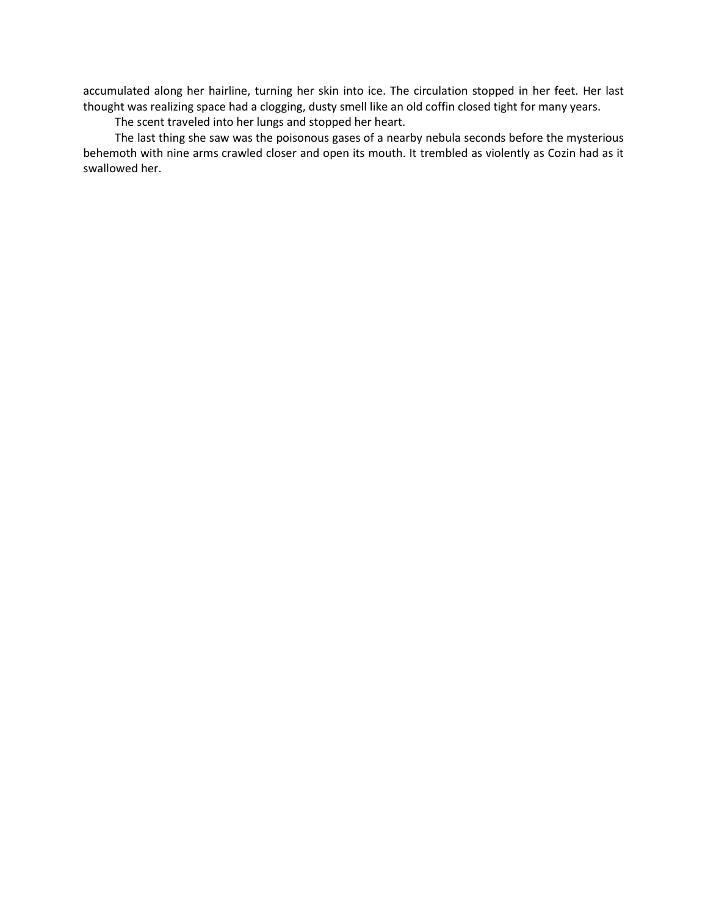accumulated along her hairline, turning her skin into ice. The circulation stopped in her feet. Her last thought was realizing space had a clogging, dusty smell like an old coffin closed tight for many years.

The scent traveled into her lungs and stopped her heart.

The last thing she saw was the poisonous gases of a nearby nebula seconds before the mysterious behemoth with nine arms crawled closer and open its mouth. It trembled as violently as Cozin had as it swallowed her.